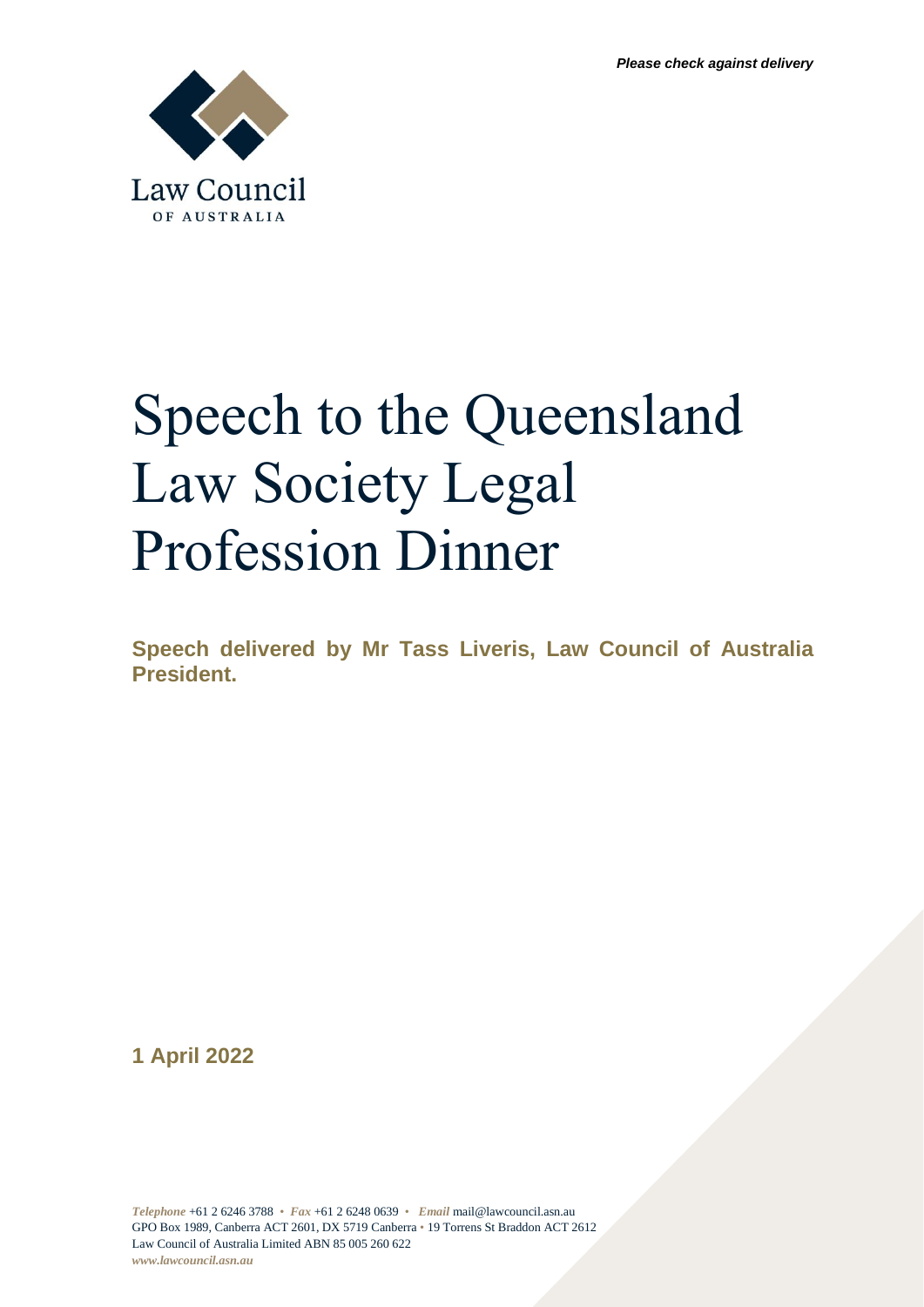*Please check against delivery*

Law Council
OF AUSTRALIA

# Speech to the Queensland Law Society Legal Profession Dinner

**Speech delivered by Mr Tass Liveris, Law Council of Australia President.**

**1 April 2022**

*Telephone* +61 2 6246 3788 • *Fax* +61 2 6248 0639 • *Email* mail@lawcouncil.asn.au
GPO Box 1989, Canberra ACT 2601, DX 5719 Canberra • 19 Torrens St Braddon ACT 2612
Law Council of Australia Limited ABN 85 005 260 622
*www.lawcouncil.asn.au*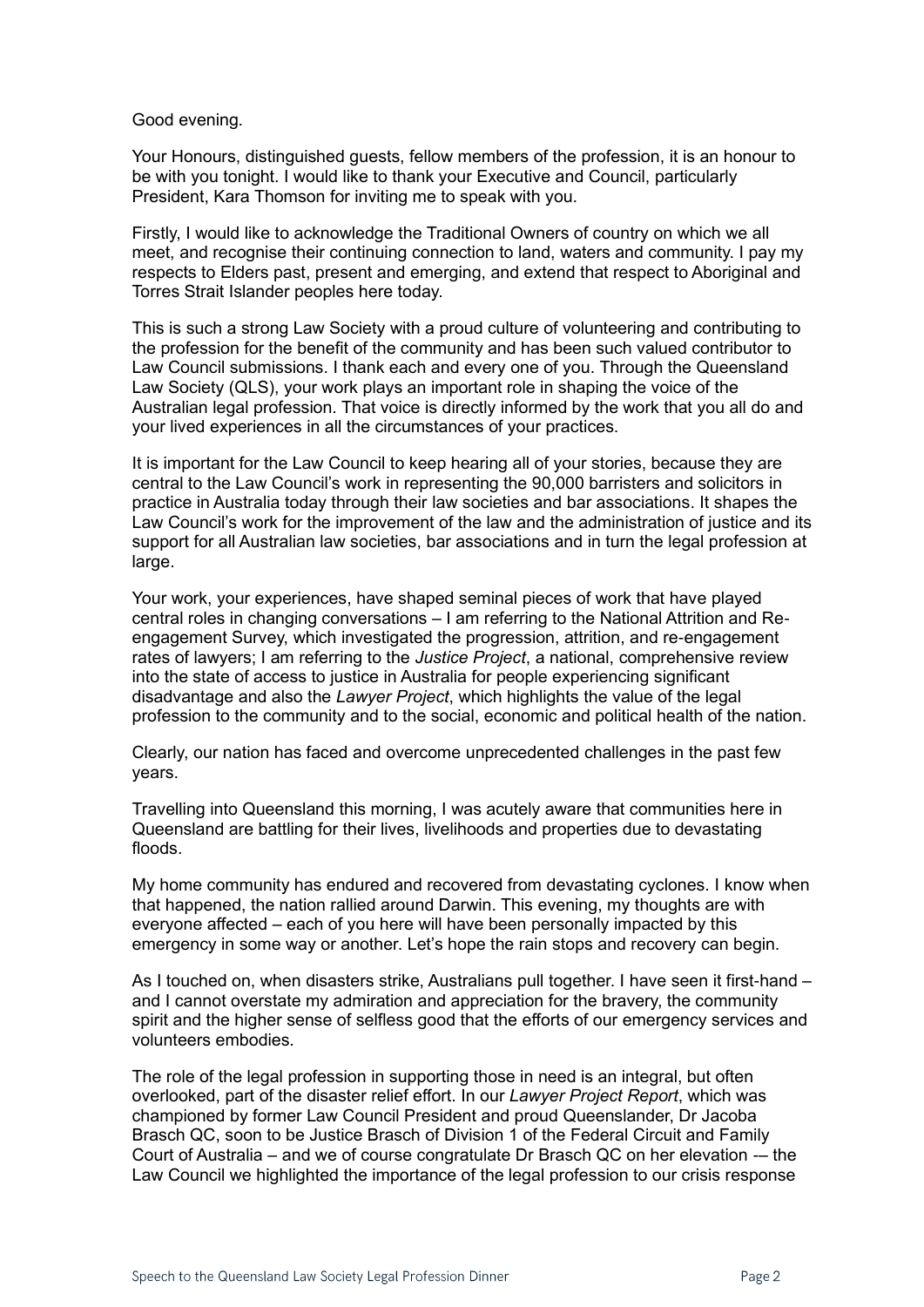Good evening.

Your Honours, distinguished guests, fellow members of the profession, it is an honour to be with you tonight. I would like to thank your Executive and Council, particularly President, Kara Thomson for inviting me to speak with you.

Firstly, I would like to acknowledge the Traditional Owners of country on which we all meet, and recognise their continuing connection to land, waters and community. I pay my respects to Elders past, present and emerging, and extend that respect to Aboriginal and Torres Strait Islander peoples here today.

This is such a strong Law Society with a proud culture of volunteering and contributing to the profession for the benefit of the community and has been such valued contributor to Law Council submissions. I thank each and every one of you. Through the Queensland Law Society (QLS), your work plays an important role in shaping the voice of the Australian legal profession. That voice is directly informed by the work that you all do and your lived experiences in all the circumstances of your practices.

It is important for the Law Council to keep hearing all of your stories, because they are central to the Law Council's work in representing the 90,000 barristers and solicitors in practice in Australia today through their law societies and bar associations. It shapes the Law Council's work for the improvement of the law and the administration of justice and its support for all Australian law societies, bar associations and in turn the legal profession at large.

Your work, your experiences, have shaped seminal pieces of work that have played central roles in changing conversations – I am referring to the National Attrition and Re-engagement Survey, which investigated the progression, attrition, and re-engagement rates of lawyers; I am referring to the *Justice Project*, a national, comprehensive review into the state of access to justice in Australia for people experiencing significant disadvantage and also the *Lawyer Project*, which highlights the value of the legal profession to the community and to the social, economic and political health of the nation.

Clearly, our nation has faced and overcome unprecedented challenges in the past few years.

Travelling into Queensland this morning, I was acutely aware that communities here in Queensland are battling for their lives, livelihoods and properties due to devastating floods.

My home community has endured and recovered from devastating cyclones. I know when that happened, the nation rallied around Darwin. This evening, my thoughts are with everyone affected – each of you here will have been personally impacted by this emergency in some way or another. Let's hope the rain stops and recovery can begin.

As I touched on, when disasters strike, Australians pull together. I have seen it first-hand – and I cannot overstate my admiration and appreciation for the bravery, the community spirit and the higher sense of selfless good that the efforts of our emergency services and volunteers embodies.

The role of the legal profession in supporting those in need is an integral, but often overlooked, part of the disaster relief effort. In our *Lawyer Project Report*, which was championed by former Law Council President and proud Queenslander, Dr Jacoba Brasch QC, soon to be Justice Brasch of Division 1 of the Federal Circuit and Family Court of Australia – and we of course congratulate Dr Brasch QC on her elevation -– the Law Council we highlighted the importance of the legal profession to our crisis response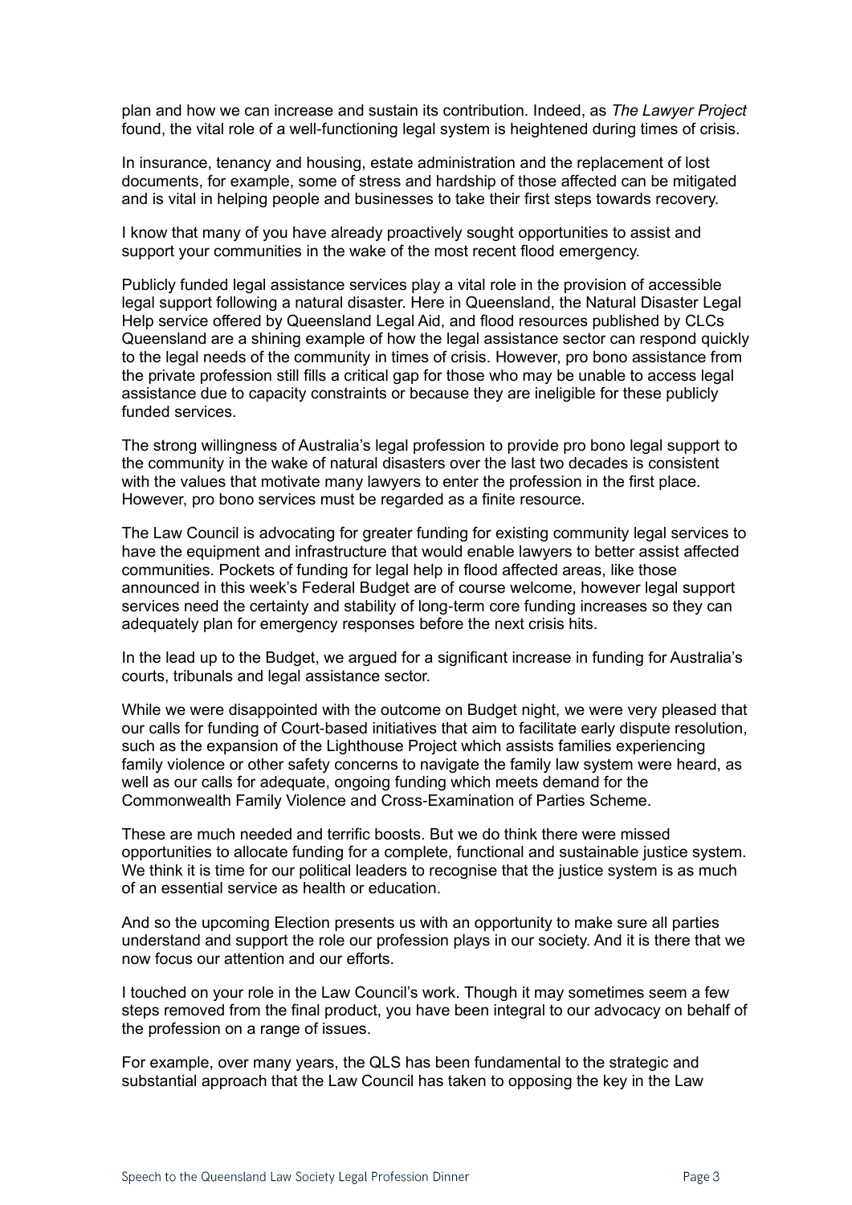plan and how we can increase and sustain its contribution. Indeed, as *The Lawyer Project* found, the vital role of a well-functioning legal system is heightened during times of crisis.

In insurance, tenancy and housing, estate administration and the replacement of lost documents, for example, some of stress and hardship of those affected can be mitigated and is vital in helping people and businesses to take their first steps towards recovery.

I know that many of you have already proactively sought opportunities to assist and support your communities in the wake of the most recent flood emergency.

Publicly funded legal assistance services play a vital role in the provision of accessible legal support following a natural disaster. Here in Queensland, the Natural Disaster Legal Help service offered by Queensland Legal Aid, and flood resources published by CLCs Queensland are a shining example of how the legal assistance sector can respond quickly to the legal needs of the community in times of crisis. However, pro bono assistance from the private profession still fills a critical gap for those who may be unable to access legal assistance due to capacity constraints or because they are ineligible for these publicly funded services.

The strong willingness of Australia's legal profession to provide pro bono legal support to the community in the wake of natural disasters over the last two decades is consistent with the values that motivate many lawyers to enter the profession in the first place. However, pro bono services must be regarded as a finite resource.

The Law Council is advocating for greater funding for existing community legal services to have the equipment and infrastructure that would enable lawyers to better assist affected communities. Pockets of funding for legal help in flood affected areas, like those announced in this week's Federal Budget are of course welcome, however legal support services need the certainty and stability of long-term core funding increases so they can adequately plan for emergency responses before the next crisis hits.

In the lead up to the Budget, we argued for a significant increase in funding for Australia's courts, tribunals and legal assistance sector.

While we were disappointed with the outcome on Budget night, we were very pleased that our calls for funding of Court-based initiatives that aim to facilitate early dispute resolution, such as the expansion of the Lighthouse Project which assists families experiencing family violence or other safety concerns to navigate the family law system were heard, as well as our calls for adequate, ongoing funding which meets demand for the Commonwealth Family Violence and Cross-Examination of Parties Scheme.

These are much needed and terrific boosts. But we do think there were missed opportunities to allocate funding for a complete, functional and sustainable justice system. We think it is time for our political leaders to recognise that the justice system is as much of an essential service as health or education.

And so the upcoming Election presents us with an opportunity to make sure all parties understand and support the role our profession plays in our society. And it is there that we now focus our attention and our efforts.

I touched on your role in the Law Council's work. Though it may sometimes seem a few steps removed from the final product, you have been integral to our advocacy on behalf of the profession on a range of issues.

For example, over many years, the QLS has been fundamental to the strategic and substantial approach that the Law Council has taken to opposing the key in the Law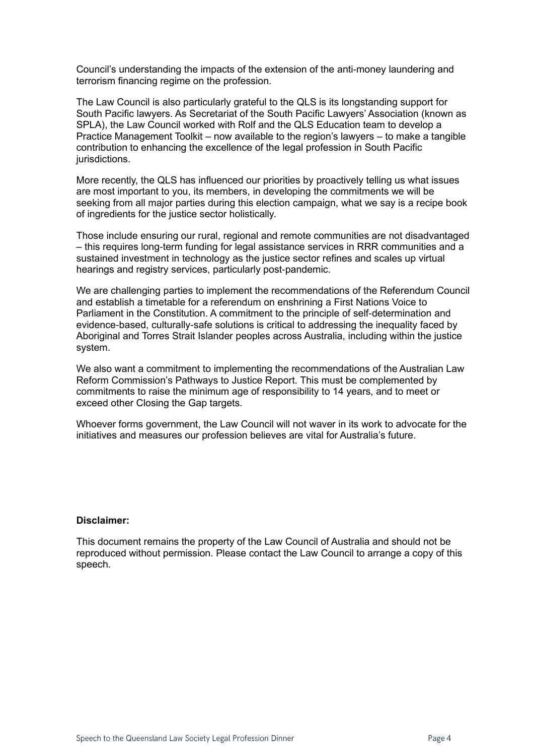Council's understanding the impacts of the extension of the anti-money laundering and terrorism financing regime on the profession.

The Law Council is also particularly grateful to the QLS is its longstanding support for South Pacific lawyers. As Secretariat of the South Pacific Lawyers' Association (known as SPLA), the Law Council worked with Rolf and the QLS Education team to develop a Practice Management Toolkit – now available to the region's lawyers – to make a tangible contribution to enhancing the excellence of the legal profession in South Pacific jurisdictions.

More recently, the QLS has influenced our priorities by proactively telling us what issues are most important to you, its members, in developing the commitments we will be seeking from all major parties during this election campaign, what we say is a recipe book of ingredients for the justice sector holistically.

Those include ensuring our rural, regional and remote communities are not disadvantaged – this requires long-term funding for legal assistance services in RRR communities and a sustained investment in technology as the justice sector refines and scales up virtual hearings and registry services, particularly post-pandemic.

We are challenging parties to implement the recommendations of the Referendum Council and establish a timetable for a referendum on enshrining a First Nations Voice to Parliament in the Constitution. A commitment to the principle of self-determination and evidence-based, culturally-safe solutions is critical to addressing the inequality faced by Aboriginal and Torres Strait Islander peoples across Australia, including within the justice system.

We also want a commitment to implementing the recommendations of the Australian Law Reform Commission's Pathways to Justice Report. This must be complemented by commitments to raise the minimum age of responsibility to 14 years, and to meet or exceed other Closing the Gap targets.

Whoever forms government, the Law Council will not waver in its work to advocate for the initiatives and measures our profession believes are vital for Australia's future.

**Disclaimer:**

This document remains the property of the Law Council of Australia and should not be reproduced without permission. Please contact the Law Council to arrange a copy of this speech.